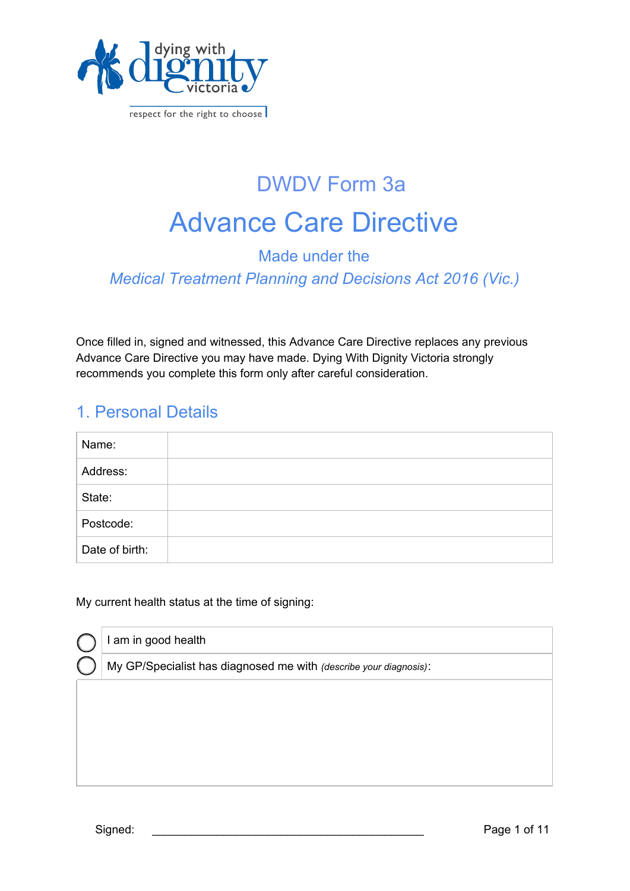dying with dignity victoria

respect for the right to choose

# DWDV Form 3a

# Advance Care Directive

Made under the

*Medical Treatment Planning and Decisions Act 2016 (Vic.)*

Once filled in, signed and witnessed, this Advance Care Directive replaces any previous Advance Care Directive you may have made. Dying With Dignity Victoria strongly recommends you complete this form only after careful consideration.

## 1. Personal Details

| | |
|---|---|
| Name: | |
| Address: | |
| State: | |
| Postcode: | |
| Date of birth: | |

My current health status at the time of signing:

- ◯ I am in good health
- ◯ My GP/Specialist has diagnosed me with *(describe your diagnosis)*:

| |
|---|
| |

Signed: ___________________________________________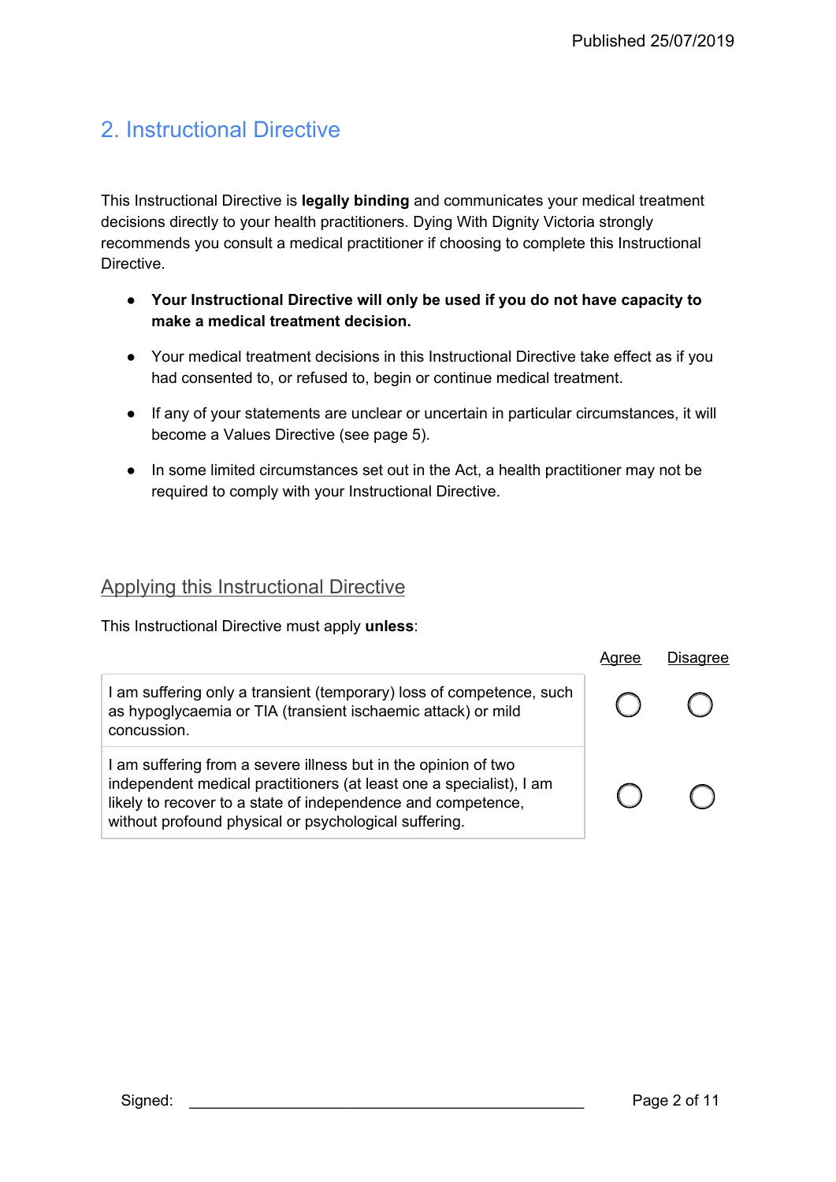## 2. Instructional Directive

This Instructional Directive is **legally binding** and communicates your medical treatment decisions directly to your health practitioners. Dying With Dignity Victoria strongly recommends you consult a medical practitioner if choosing to complete this Instructional Directive.

- **Your Instructional Directive will only be used if you do not have capacity to make a medical treatment decision.**
- Your medical treatment decisions in this Instructional Directive take effect as if you had consented to, or refused to, begin or continue medical treatment.
- If any of your statements are unclear or uncertain in particular circumstances, it will become a Values Directive (see page 5).
- In some limited circumstances set out in the Act, a health practitioner may not be required to comply with your Instructional Directive.

### Applying this Instructional Directive

This Instructional Directive must apply **unless**:

| | Agree | Disagree |
|---|---|---|
| I am suffering only a transient (temporary) loss of competence, such as hypoglycaemia or TIA (transient ischaemic attack) or mild concussion. | ○ | ○ |
| I am suffering from a severe illness but in the opinion of two independent medical practitioners (at least one a specialist), I am likely to recover to a state of independence and competence, without profound physical or psychological suffering. | ○ | ○ |

Signed: ______________________________________________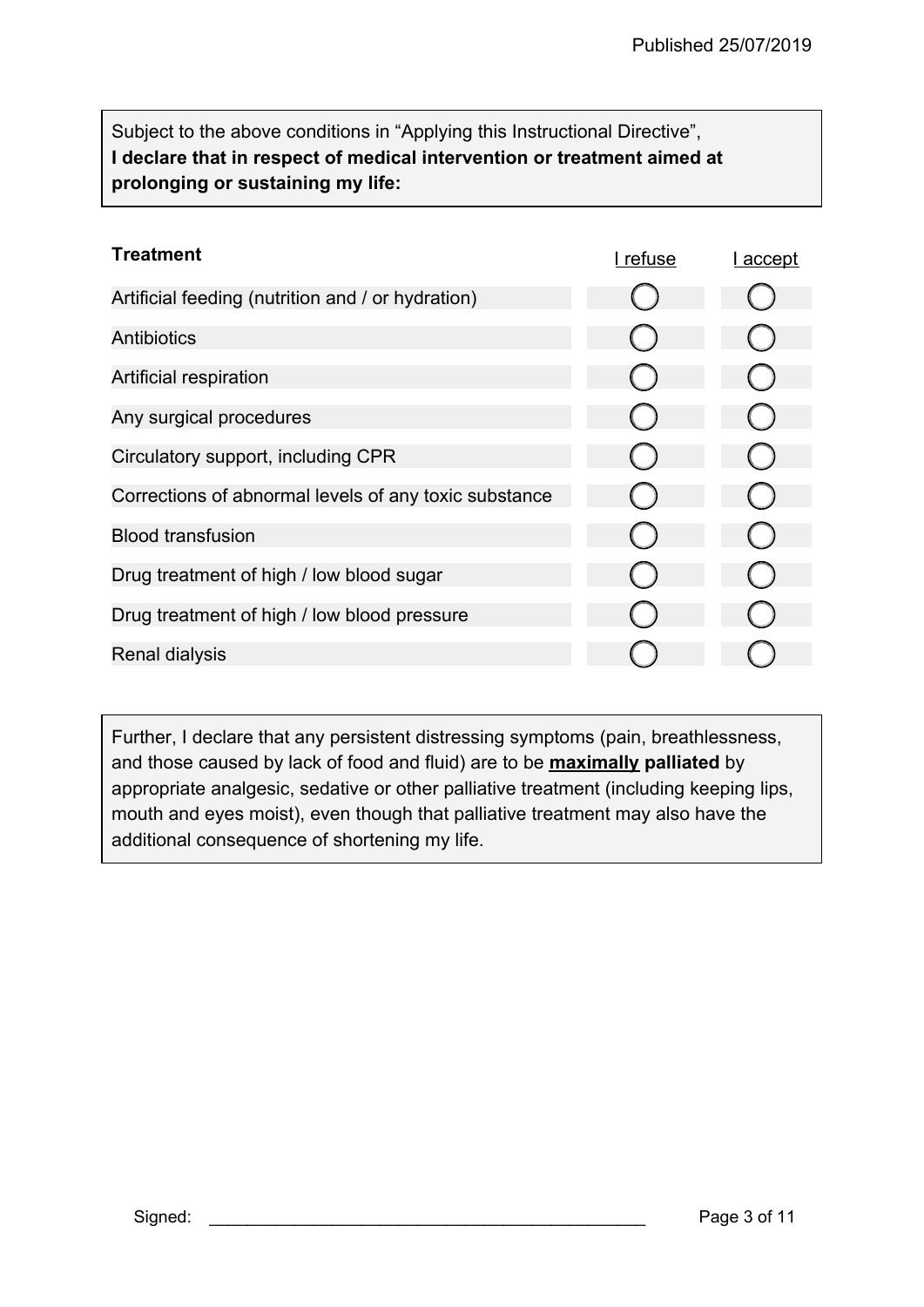Subject to the above conditions in "Applying this Instructional Directive",
**I declare that in respect of medical intervention or treatment aimed at prolonging or sustaining my life:**

| Treatment | I refuse | I accept |
|---|---|---|
| Artificial feeding (nutrition and / or hydration) | ◯ | ◯ |
| Antibiotics | ◯ | ◯ |
| Artificial respiration | ◯ | ◯ |
| Any surgical procedures | ◯ | ◯ |
| Circulatory support, including CPR | ◯ | ◯ |
| Corrections of abnormal levels of any toxic substance | ◯ | ◯ |
| Blood transfusion | ◯ | ◯ |
| Drug treatment of high / low blood sugar | ◯ | ◯ |
| Drug treatment of high / low blood pressure | ◯ | ◯ |
| Renal dialysis | ◯ | ◯ |

Further, I declare that any persistent distressing symptoms (pain, breathlessness, and those caused by lack of food and fluid) are to be **maximally palliated** by appropriate analgesic, sedative or other palliative treatment (including keeping lips, mouth and eyes moist), even though that palliative treatment may also have the additional consequence of shortening my life.

Signed: \_\_\_\_\_\_\_\_\_\_\_\_\_\_\_\_\_\_\_\_\_\_\_\_\_\_\_\_\_\_\_\_\_\_\_\_\_\_\_\_\_\_\_\_\_\_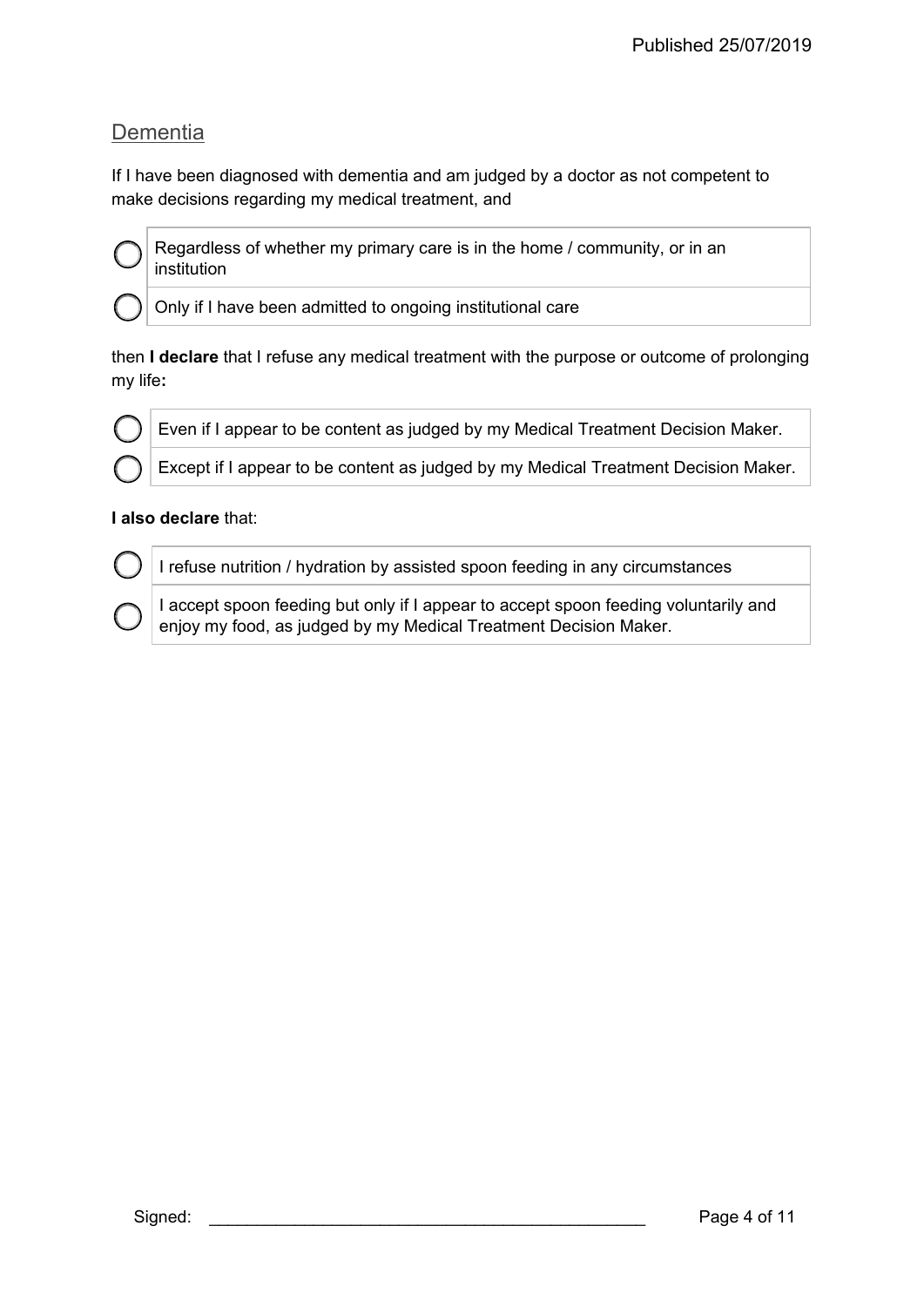## Dementia

If I have been diagnosed with dementia and am judged by a doctor as not competent to make decisions regarding my medical treatment, and

- ◯ Regardless of whether my primary care is in the home / community, or in an institution
- ◯ Only if I have been admitted to ongoing institutional care

then **I declare** that I refuse any medical treatment with the purpose or outcome of prolonging my life**:**

- ◯ Even if I appear to be content as judged by my Medical Treatment Decision Maker.
- ◯ Except if I appear to be content as judged by my Medical Treatment Decision Maker.

**I also declare** that:

- ◯ I refuse nutrition / hydration by assisted spoon feeding in any circumstances
- ◯ I accept spoon feeding but only if I appear to accept spoon feeding voluntarily and enjoy my food, as judged by my Medical Treatment Decision Maker.

Signed: ______________________________________________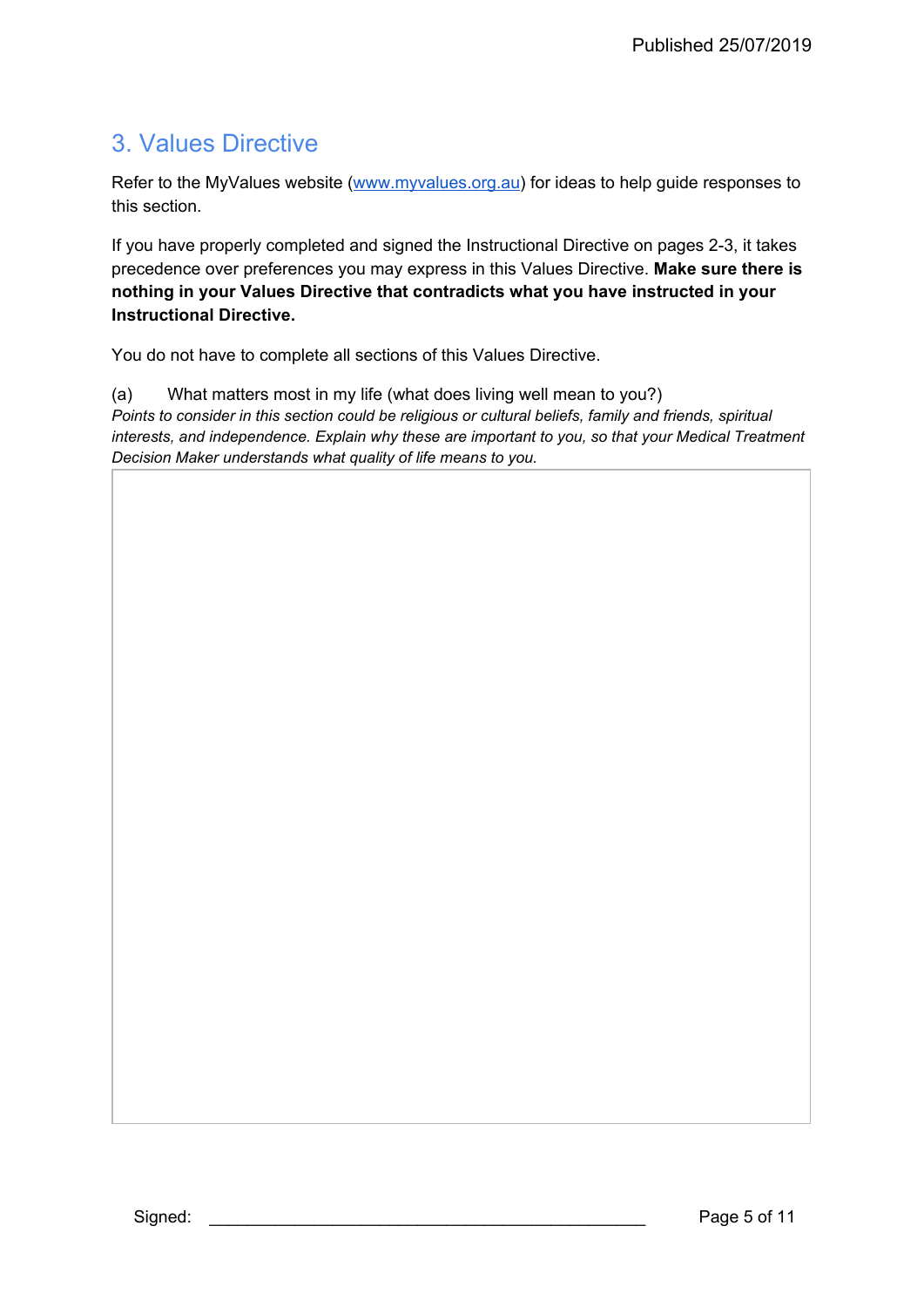## 3. Values Directive

Refer to the MyValues website ([www.myvalues.org.au](http://www.myvalues.org.au)) for ideas to help guide responses to this section.

If you have properly completed and signed the Instructional Directive on pages 2-3, it takes precedence over preferences you may express in this Values Directive. **Make sure there is nothing in your Values Directive that contradicts what you have instructed in your Instructional Directive.**

You do not have to complete all sections of this Values Directive.

(a) What matters most in my life (what does living well mean to you?)

*Points to consider in this section could be religious or cultural beliefs, family and friends, spiritual interests, and independence. Explain why these are important to you, so that your Medical Treatment Decision Maker understands what quality of life means to you.*

Signed: ______________________________________________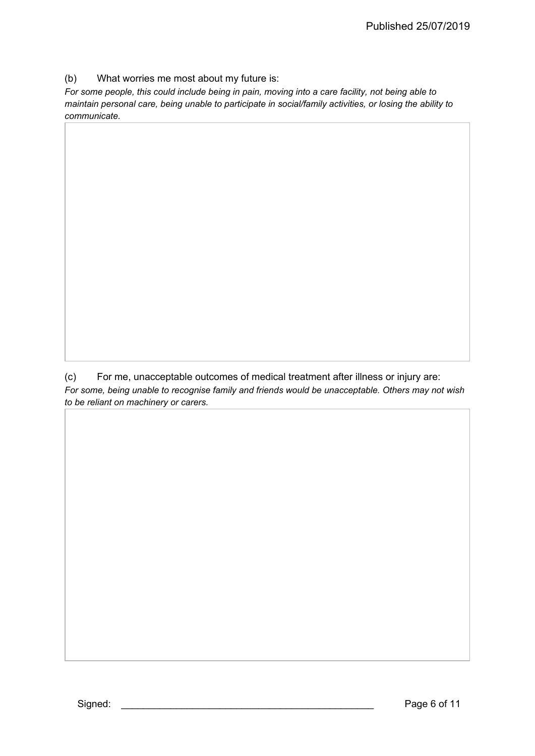(b) What worries me most about my future is:

*For some people, this could include being in pain, moving into a care facility, not being able to maintain personal care, being unable to participate in social/family activities, or losing the ability to communicate.*

(c) For me, unacceptable outcomes of medical treatment after illness or injury are:

*For some, being unable to recognise family and friends would be unacceptable. Others may not wish to be reliant on machinery or carers.*

Signed: _______________________________________________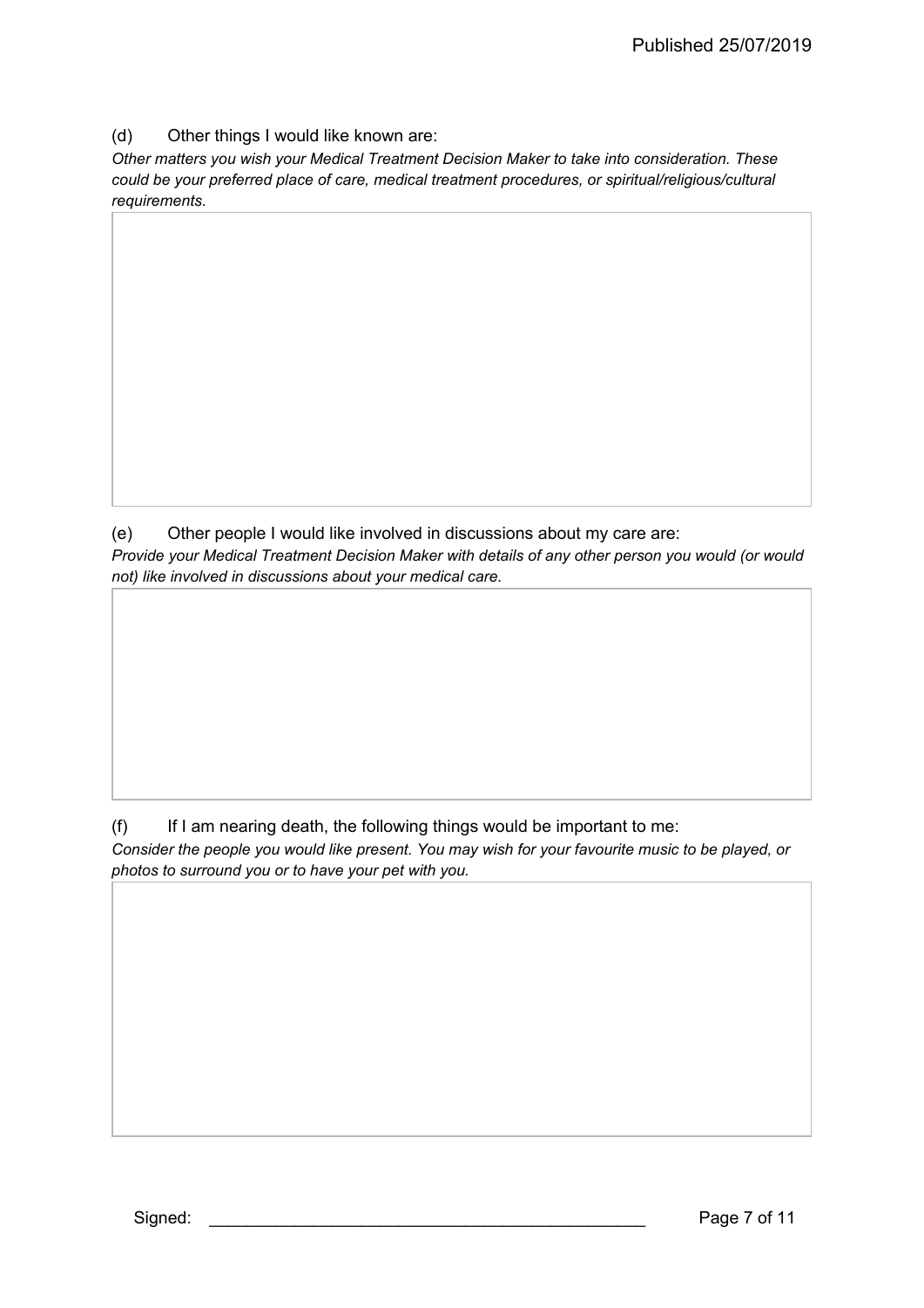(d) Other things I would like known are:

*Other matters you wish your Medical Treatment Decision Maker to take into consideration. These could be your preferred place of care, medical treatment procedures, or spiritual/religious/cultural requirements.*

(e) Other people I would like involved in discussions about my care are:

*Provide your Medical Treatment Decision Maker with details of any other person you would (or would not) like involved in discussions about your medical care.*

(f) If I am nearing death, the following things would be important to me:

*Consider the people you would like present. You may wish for your favourite music to be played, or photos to surround you or to have your pet with you.*

Signed: ______________________________________________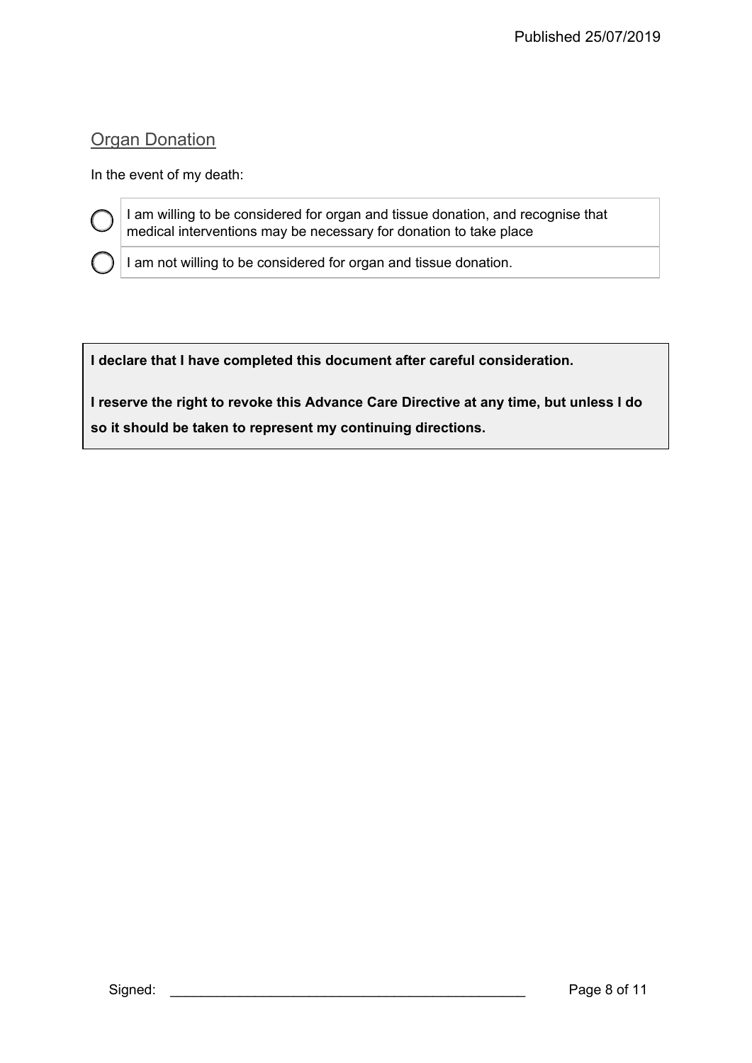## Organ Donation

In the event of my death:

- ◯ I am willing to be considered for organ and tissue donation, and recognise that medical interventions may be necessary for donation to take place
- ◯ I am not willing to be considered for organ and tissue donation.

**I declare that I have completed this document after careful consideration.**

**I reserve the right to revoke this Advance Care Directive at any time, but unless I do so it should be taken to represent my continuing directions.**

Signed: ______________________________________________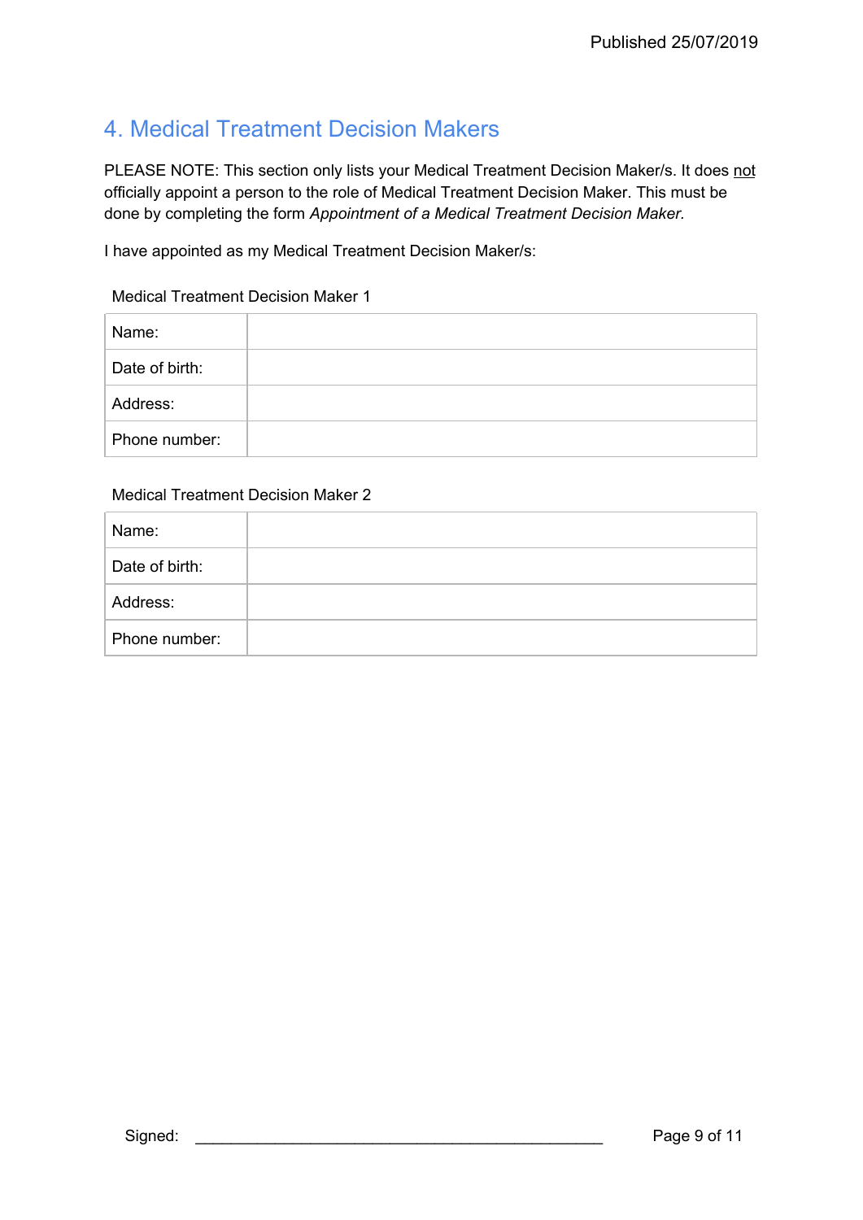## 4. Medical Treatment Decision Makers

PLEASE NOTE: This section only lists your Medical Treatment Decision Maker/s. It does <u>not</u> officially appoint a person to the role of Medical Treatment Decision Maker. This must be done by completing the form *Appointment of a Medical Treatment Decision Maker.*

I have appointed as my Medical Treatment Decision Maker/s:

Medical Treatment Decision Maker 1

| | |
|---|---|
| Name: | |
| Date of birth: | |
| Address: | |
| Phone number: | |

Medical Treatment Decision Maker 2

| | |
|---|---|
| Name: | |
| Date of birth: | |
| Address: | |
| Phone number: | |

Signed: ______________________________________________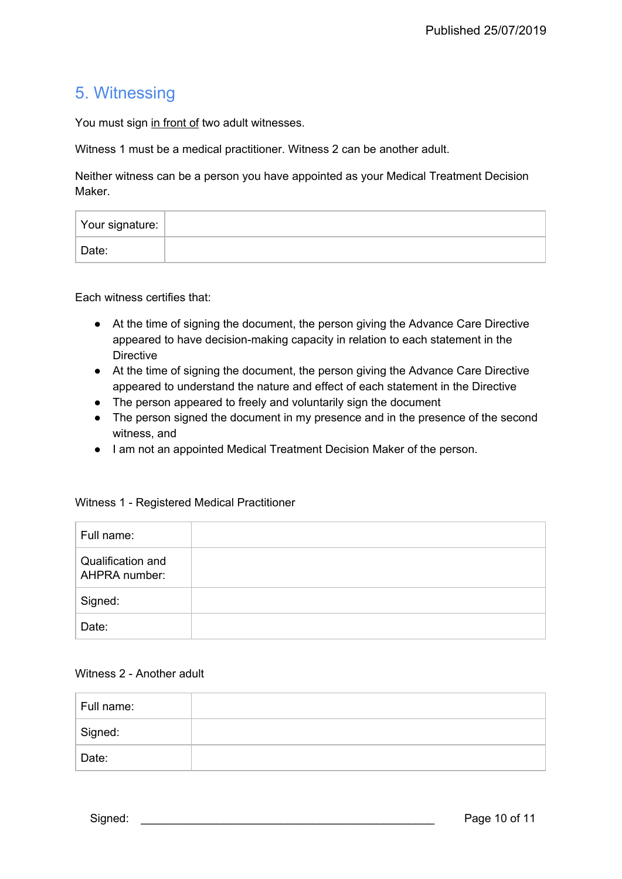## 5. Witnessing

You must sign <u>in front of</u> two adult witnesses.

Witness 1 must be a medical practitioner. Witness 2 can be another adult.

Neither witness can be a person you have appointed as your Medical Treatment Decision Maker.

| Your signature: | |
|---|---|
| Date: | |

Each witness certifies that:

- At the time of signing the document, the person giving the Advance Care Directive appeared to have decision-making capacity in relation to each statement in the Directive
- At the time of signing the document, the person giving the Advance Care Directive appeared to understand the nature and effect of each statement in the Directive
- The person appeared to freely and voluntarily sign the document
- The person signed the document in my presence and in the presence of the second witness, and
- I am not an appointed Medical Treatment Decision Maker of the person.

Witness 1 - Registered Medical Practitioner

| Full name: | |
|---|---|
| Qualification and AHPRA number: | |
| Signed: | |
| Date: | |

Witness 2 - Another adult

| Full name: | |
|---|---|
| Signed: | |
| Date: | |

Signed: ________________________________________________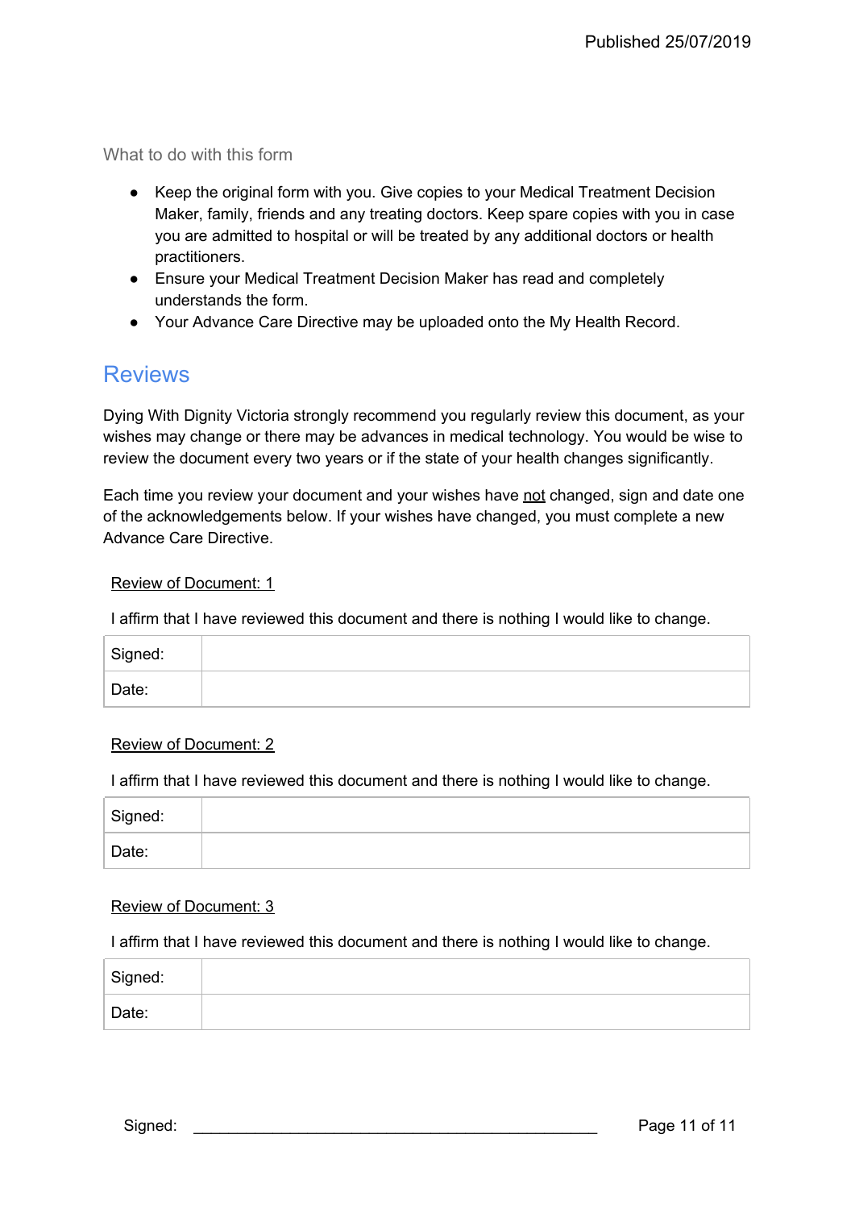What to do with this form

- Keep the original form with you. Give copies to your Medical Treatment Decision Maker, family, friends and any treating doctors. Keep spare copies with you in case you are admitted to hospital or will be treated by any additional doctors or health practitioners.
- Ensure your Medical Treatment Decision Maker has read and completely understands the form.
- Your Advance Care Directive may be uploaded onto the My Health Record.

## Reviews

Dying With Dignity Victoria strongly recommend you regularly review this document, as your wishes may change or there may be advances in medical technology. You would be wise to review the document every two years or if the state of your health changes significantly.

Each time you review your document and your wishes have <u>not</u> changed, sign and date one of the acknowledgements below. If your wishes have changed, you must complete a new Advance Care Directive.

<u>Review of Document: 1</u>

I affirm that I have reviewed this document and there is nothing I would like to change.

| | |
|---|---|
| Signed: | |
| Date: | |

<u>Review of Document: 2</u>

I affirm that I have reviewed this document and there is nothing I would like to change.

| | |
|---|---|
| Signed: | |
| Date: | |

<u>Review of Document: 3</u>

I affirm that I have reviewed this document and there is nothing I would like to change.

| | |
|---|---|
| Signed: | |
| Date: | |

Signed: ___________________________________________